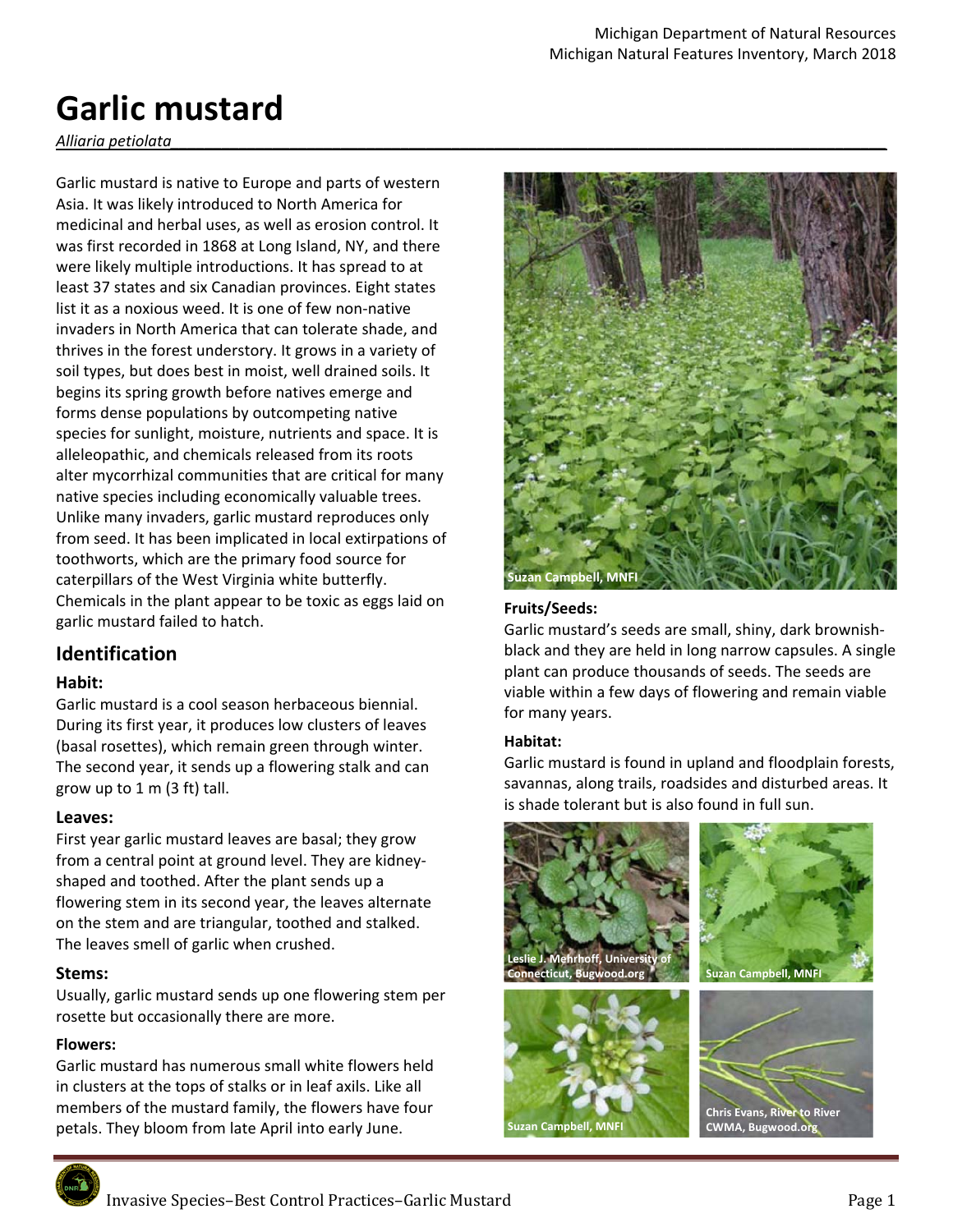# Garlic mustard

*Alliaria petiolata*

Garlic mustard is native to Europe and parts of western Asia. It was likely introduced to North America for medicinal and herbal uses, as well as erosion control. It was first recorded in 1868 at Long Island, NY, and there were likely multiple introductions. It has spread to at least 37 states and six Canadian provinces. Eight states list it as a noxious weed. It is one of few non-native invaders in North America that can tolerate shade, and thrives in the forest understory. It grows in a variety of soil types, but does best in moist, well drained soils. It begins its spring growth before natives emerge and forms dense populations by outcompeting native species for sunlight, moisture, nutrients and space. It is alleleopathic, and chemicals released from its roots alter mycorrhizal communities that are critical for many native species including economically valuable trees. Unlike many invaders, garlic mustard reproduces only from seed. It has been implicated in local extirpations of toothworts, which are the primary food source for caterpillars of the West Virginia white butterfly. Chemicals in the plant appear to be toxic as eggs laid on garlic mustard failed to hatch.

## Identification

### Habit:

Garlic mustard is a cool season herbaceous biennial. During its first year, it produces low clusters of leaves (basal rosettes), which remain green through winter. The second year, it sends up a flowering stalk and can grow up to 1 m (3 ft) tall.

### Leaves:

First year garlic mustard leaves are basal; they grow from a central point at ground level. They are kidney-shaped and toothed. After the plant sends up a flowering stem in its second year, the leaves alternate on the stem and are triangular, toothed and stalked. The leaves smell of garlic when crushed.

### Stems:

Usually, garlic mustard sends up one flowering stem per rosette but occasionally there are more.

### Flowers:

Garlic mustard has numerous small white flowers held in clusters at the tops of stalks or in leaf axils. Like all members of the mustard family, the flowers have four petals. They bloom from late April into early June.

Suzan Campbell, MNFI

### Fruits/Seeds:

Garlic mustard's seeds are small, shiny, dark brownish-black and they are held in long narrow capsules. A single plant can produce thousands of seeds. The seeds are viable within a few days of flowering and remain viable for many years.

### Habitat:

Garlic mustard is found in upland and floodplain forests, savannas, along trails, roadsides and disturbed areas. It is shade tolerant but is also found in full sun.

Leslie J. Mehrhoff, University of Connecticut, Bugwood.org

Suzan Campbell, MNFI

Suzan Campbell, MNFI

Chris Evans, River to River CWMA, Bugwood.org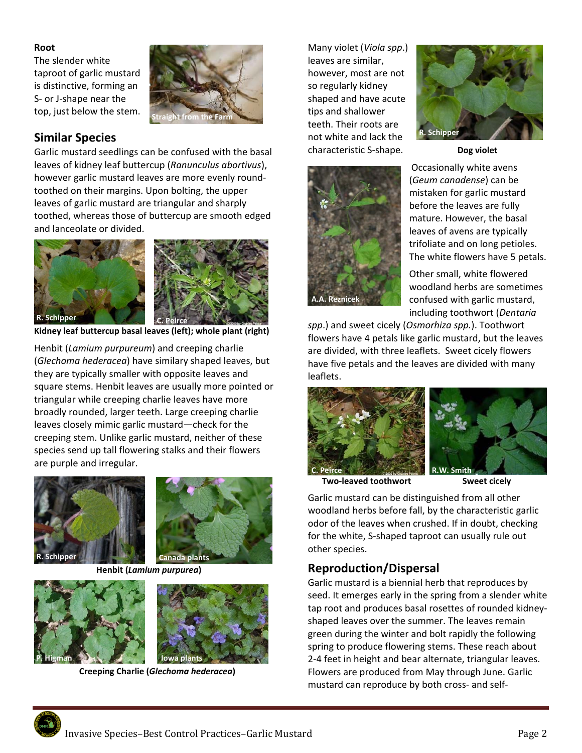**Root**

The slender white taproot of garlic mustard is distinctive, forming an S- or J-shape near the top, just below the stem.

## Similar Species

Garlic mustard seedlings can be confused with the basal leaves of kidney leaf buttercup (*Ranunculus abortivus*), however garlic mustard leaves are more evenly round-toothed on their margins. Upon bolting, the upper leaves of garlic mustard are triangular and sharply toothed, whereas those of buttercup are smooth edged and lanceolate or divided.

**Kidney leaf buttercup basal leaves (left); whole plant (right)**

Henbit (*Lamium purpureum*) and creeping charlie (*Glechoma hederacea*) have similary shaped leaves, but they are typically smaller with opposite leaves and square stems. Henbit leaves are usually more pointed or triangular while creeping charlie leaves have more broadly rounded, larger teeth. Large creeping charlie leaves closely mimic garlic mustard—check for the creeping stem. Unlike garlic mustard, neither of these species send up tall flowering stalks and their flowers are purple and irregular.

**Henbit (*Lamium purpurea*)**

**Creeping Charlie (*Glechoma hederacea*)**

Many violet (*Viola spp.*) leaves are similar, however, most are not so regularly kidney shaped and have acute tips and shallower teeth. Their roots are not white and lack the characteristic S-shape.

**Dog violet**

Occasionally white avens (*Geum canadense*) can be mistaken for garlic mustard before the leaves are fully mature. However, the basal leaves of avens are typically trifoliate and on long petioles. The white flowers have 5 petals.

Other small, white flowered woodland herbs are sometimes confused with garlic mustard, including toothwort (*Dentaria spp.*) and sweet cicely (*Osmorhiza spp.*). Toothwort flowers have 4 petals like garlic mustard, but the leaves are divided, with three leaflets. Sweet cicely flowers have five petals and the leaves are divided with many leaflets.

**Two-leaved toothwort** **Sweet cicely**

Garlic mustard can be distinguished from all other woodland herbs before fall, by the characteristic garlic odor of the leaves when crushed. If in doubt, checking for the white, S-shaped taproot can usually rule out other species.

## Reproduction/Dispersal

Garlic mustard is a biennial herb that reproduces by seed. It emerges early in the spring from a slender white tap root and produces basal rosettes of rounded kidney-shaped leaves over the summer. The leaves remain green during the winter and bolt rapidly the following spring to produce flowering stems. These reach about 2-4 feet in height and bear alternate, triangular leaves. Flowers are produced from May through June. Garlic mustard can reproduce by both cross- and self-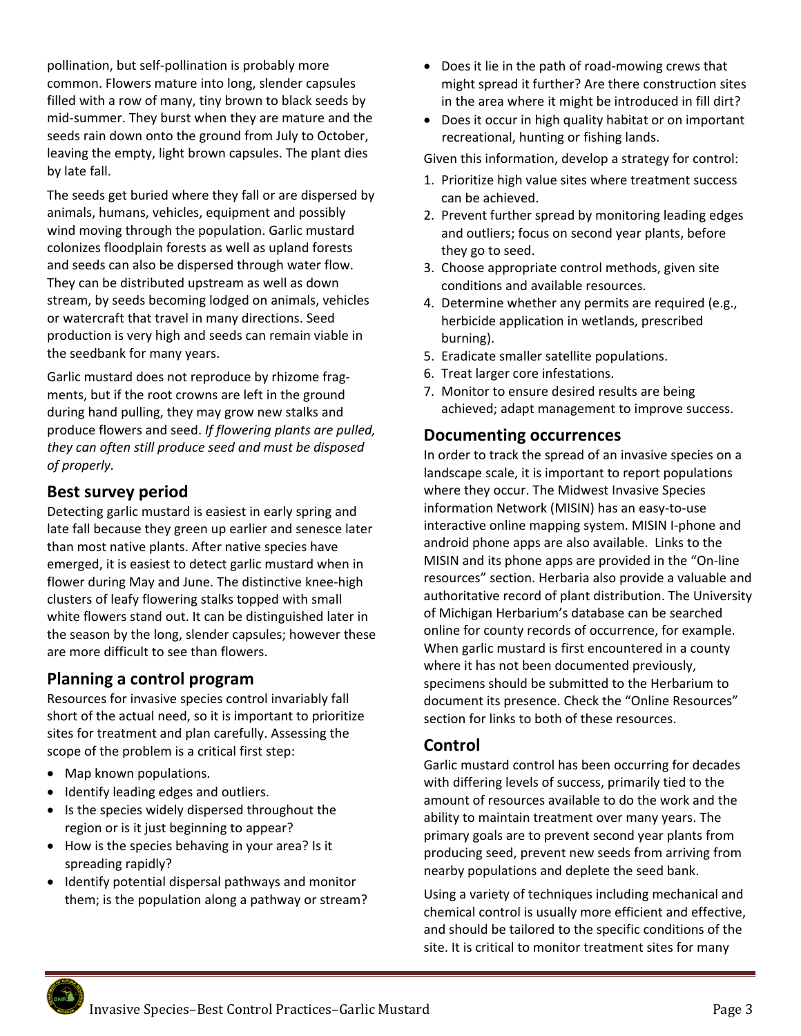pollination, but self-pollination is probably more common. Flowers mature into long, slender capsules filled with a row of many, tiny brown to black seeds by mid-summer. They burst when they are mature and the seeds rain down onto the ground from July to October, leaving the empty, light brown capsules. The plant dies by late fall.

The seeds get buried where they fall or are dispersed by animals, humans, vehicles, equipment and possibly wind moving through the population. Garlic mustard colonizes floodplain forests as well as upland forests and seeds can also be dispersed through water flow. They can be distributed upstream as well as down stream, by seeds becoming lodged on animals, vehicles or watercraft that travel in many directions. Seed production is very high and seeds can remain viable in the seedbank for many years.

Garlic mustard does not reproduce by rhizome fragments, but if the root crowns are left in the ground during hand pulling, they may grow new stalks and produce flowers and seed. *If flowering plants are pulled, they can often still produce seed and must be disposed of properly.*

## Best survey period

Detecting garlic mustard is easiest in early spring and late fall because they green up earlier and senesce later than most native plants. After native species have emerged, it is easiest to detect garlic mustard when in flower during May and June. The distinctive knee-high clusters of leafy flowering stalks topped with small white flowers stand out. It can be distinguished later in the season by the long, slender capsules; however these are more difficult to see than flowers.

## Planning a control program

Resources for invasive species control invariably fall short of the actual need, so it is important to prioritize sites for treatment and plan carefully. Assessing the scope of the problem is a critical first step:

- Map known populations.
- Identify leading edges and outliers.
- Is the species widely dispersed throughout the region or is it just beginning to appear?
- How is the species behaving in your area? Is it spreading rapidly?
- Identify potential dispersal pathways and monitor them; is the population along a pathway or stream?
- Does it lie in the path of road-mowing crews that might spread it further? Are there construction sites in the area where it might be introduced in fill dirt?
- Does it occur in high quality habitat or on important recreational, hunting or fishing lands.

Given this information, develop a strategy for control:

1. Prioritize high value sites where treatment success can be achieved.
2. Prevent further spread by monitoring leading edges and outliers; focus on second year plants, before they go to seed.
3. Choose appropriate control methods, given site conditions and available resources.
4. Determine whether any permits are required (e.g., herbicide application in wetlands, prescribed burning).
5. Eradicate smaller satellite populations.
6. Treat larger core infestations.
7. Monitor to ensure desired results are being achieved; adapt management to improve success.

## Documenting occurrences

In order to track the spread of an invasive species on a landscape scale, it is important to report populations where they occur. The Midwest Invasive Species information Network (MISIN) has an easy-to-use interactive online mapping system. MISIN I-phone and android phone apps are also available. Links to the MISIN and its phone apps are provided in the "On-line resources" section. Herbaria also provide a valuable and authoritative record of plant distribution. The University of Michigan Herbarium's database can be searched online for county records of occurrence, for example. When garlic mustard is first encountered in a county where it has not been documented previously, specimens should be submitted to the Herbarium to document its presence. Check the "Online Resources" section for links to both of these resources.

## Control

Garlic mustard control has been occurring for decades with differing levels of success, primarily tied to the amount of resources available to do the work and the ability to maintain treatment over many years. The primary goals are to prevent second year plants from producing seed, prevent new seeds from arriving from nearby populations and deplete the seed bank.

Using a variety of techniques including mechanical and chemical control is usually more efficient and effective, and should be tailored to the specific conditions of the site. It is critical to monitor treatment sites for many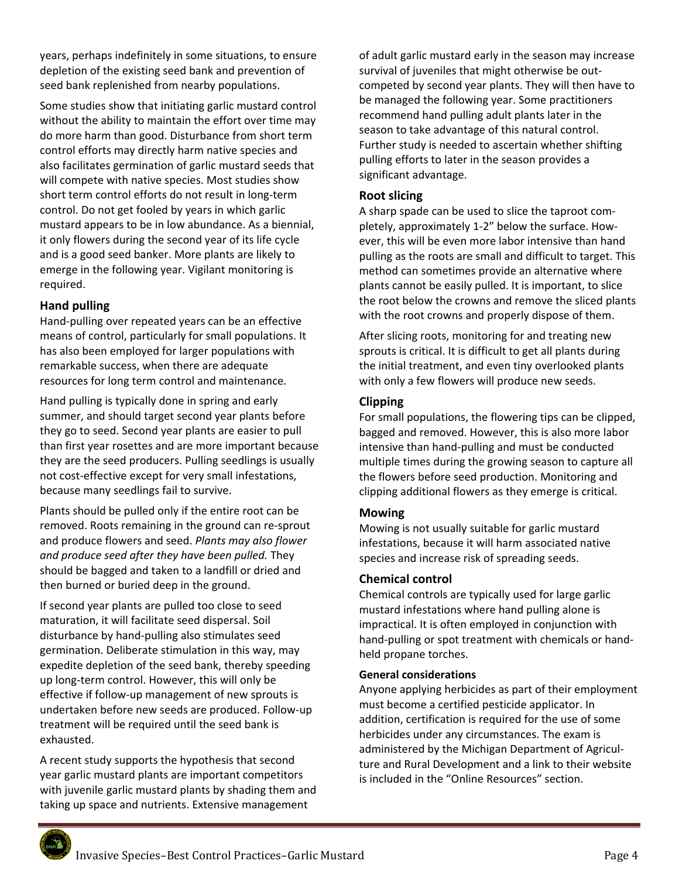years, perhaps indefinitely in some situations, to ensure depletion of the existing seed bank and prevention of seed bank replenished from nearby populations.

Some studies show that initiating garlic mustard control without the ability to maintain the effort over time may do more harm than good. Disturbance from short term control efforts may directly harm native species and also facilitates germination of garlic mustard seeds that will compete with native species. Most studies show short term control efforts do not result in long-term control. Do not get fooled by years in which garlic mustard appears to be in low abundance. As a biennial, it only flowers during the second year of its life cycle and is a good seed banker. More plants are likely to emerge in the following year. Vigilant monitoring is required.

### Hand pulling

Hand-pulling over repeated years can be an effective means of control, particularly for small populations. It has also been employed for larger populations with remarkable success, when there are adequate resources for long term control and maintenance.

Hand pulling is typically done in spring and early summer, and should target second year plants before they go to seed. Second year plants are easier to pull than first year rosettes and are more important because they are the seed producers. Pulling seedlings is usually not cost-effective except for very small infestations, because many seedlings fail to survive.

Plants should be pulled only if the entire root can be removed. Roots remaining in the ground can re-sprout and produce flowers and seed. *Plants may also flower and produce seed after they have been pulled.* They should be bagged and taken to a landfill or dried and then burned or buried deep in the ground.

If second year plants are pulled too close to seed maturation, it will facilitate seed dispersal. Soil disturbance by hand-pulling also stimulates seed germination. Deliberate stimulation in this way, may expedite depletion of the seed bank, thereby speeding up long-term control. However, this will only be effective if follow-up management of new sprouts is undertaken before new seeds are produced. Follow-up treatment will be required until the seed bank is exhausted.

A recent study supports the hypothesis that second year garlic mustard plants are important competitors with juvenile garlic mustard plants by shading them and taking up space and nutrients. Extensive management of adult garlic mustard early in the season may increase survival of juveniles that might otherwise be out-competed by second year plants. They will then have to be managed the following year. Some practitioners recommend hand pulling adult plants later in the season to take advantage of this natural control. Further study is needed to ascertain whether shifting pulling efforts to later in the season provides a significant advantage.

### Root slicing

A sharp spade can be used to slice the taproot completely, approximately 1-2" below the surface. However, this will be even more labor intensive than hand pulling as the roots are small and difficult to target. This method can sometimes provide an alternative where plants cannot be easily pulled. It is important, to slice the root below the crowns and remove the sliced plants with the root crowns and properly dispose of them.

After slicing roots, monitoring for and treating new sprouts is critical. It is difficult to get all plants during the initial treatment, and even tiny overlooked plants with only a few flowers will produce new seeds.

### Clipping

For small populations, the flowering tips can be clipped, bagged and removed. However, this is also more labor intensive than hand-pulling and must be conducted multiple times during the growing season to capture all the flowers before seed production. Monitoring and clipping additional flowers as they emerge is critical.

### Mowing

Mowing is not usually suitable for garlic mustard infestations, because it will harm associated native species and increase risk of spreading seeds.

### Chemical control

Chemical controls are typically used for large garlic mustard infestations where hand pulling alone is impractical. It is often employed in conjunction with hand-pulling or spot treatment with chemicals or hand-held propane torches.

#### General considerations

Anyone applying herbicides as part of their employment must become a certified pesticide applicator. In addition, certification is required for the use of some herbicides under any circumstances. The exam is administered by the Michigan Department of Agriculture and Rural Development and a link to their website is included in the "Online Resources" section.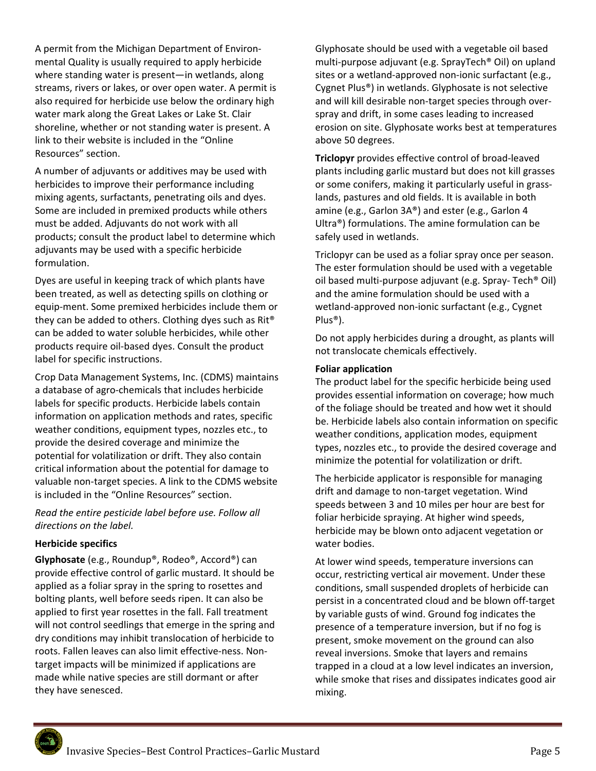A permit from the Michigan Department of Environmental Quality is usually required to apply herbicide where standing water is present—in wetlands, along streams, rivers or lakes, or over open water. A permit is also required for herbicide use below the ordinary high water mark along the Great Lakes or Lake St. Clair shoreline, whether or not standing water is present. A link to their website is included in the "Online Resources" section.

A number of adjuvants or additives may be used with herbicides to improve their performance including mixing agents, surfactants, penetrating oils and dyes. Some are included in premixed products while others must be added. Adjuvants do not work with all products; consult the product label to determine which adjuvants may be used with a specific herbicide formulation.

Dyes are useful in keeping track of which plants have been treated, as well as detecting spills on clothing or equip-ment. Some premixed herbicides include them or they can be added to others. Clothing dyes such as Rit® can be added to water soluble herbicides, while other products require oil-based dyes. Consult the product label for specific instructions.

Crop Data Management Systems, Inc. (CDMS) maintains a database of agro-chemicals that includes herbicide labels for specific products. Herbicide labels contain information on application methods and rates, specific weather conditions, equipment types, nozzles etc., to provide the desired coverage and minimize the potential for volatilization or drift. They also contain critical information about the potential for damage to valuable non-target species. A link to the CDMS website is included in the "Online Resources" section.

*Read the entire pesticide label before use. Follow all directions on the label.*

**Herbicide specifics**

**Glyphosate** (e.g., Roundup®, Rodeo®, Accord®) can provide effective control of garlic mustard. It should be applied as a foliar spray in the spring to rosettes and bolting plants, well before seeds ripen. It can also be applied to first year rosettes in the fall. Fall treatment will not control seedlings that emerge in the spring and dry conditions may inhibit translocation of herbicide to roots. Fallen leaves can also limit effective-ness. Non-target impacts will be minimized if applications are made while native species are still dormant or after they have senesced.

Glyphosate should be used with a vegetable oil based multi-purpose adjuvant (e.g. SprayTech® Oil) on upland sites or a wetland-approved non-ionic surfactant (e.g., Cygnet Plus®) in wetlands. Glyphosate is not selective and will kill desirable non-target species through over-spray and drift, in some cases leading to increased erosion on site. Glyphosate works best at temperatures above 50 degrees.

**Triclopyr** provides effective control of broad-leaved plants including garlic mustard but does not kill grasses or some conifers, making it particularly useful in grasslands, pastures and old fields. It is available in both amine (e.g., Garlon 3A®) and ester (e.g., Garlon 4 Ultra®) formulations. The amine formulation can be safely used in wetlands.

Triclopyr can be used as a foliar spray once per season. The ester formulation should be used with a vegetable oil based multi-purpose adjuvant (e.g. Spray- Tech® Oil) and the amine formulation should be used with a wetland-approved non-ionic surfactant (e.g., Cygnet Plus®).

Do not apply herbicides during a drought, as plants will not translocate chemicals effectively.

**Foliar application**

The product label for the specific herbicide being used provides essential information on coverage; how much of the foliage should be treated and how wet it should be. Herbicide labels also contain information on specific weather conditions, application modes, equipment types, nozzles etc., to provide the desired coverage and minimize the potential for volatilization or drift.

The herbicide applicator is responsible for managing drift and damage to non-target vegetation. Wind speeds between 3 and 10 miles per hour are best for foliar herbicide spraying. At higher wind speeds, herbicide may be blown onto adjacent vegetation or water bodies.

At lower wind speeds, temperature inversions can occur, restricting vertical air movement. Under these conditions, small suspended droplets of herbicide can persist in a concentrated cloud and be blown off-target by variable gusts of wind. Ground fog indicates the presence of a temperature inversion, but if no fog is present, smoke movement on the ground can also reveal inversions. Smoke that layers and remains trapped in a cloud at a low level indicates an inversion, while smoke that rises and dissipates indicates good air mixing.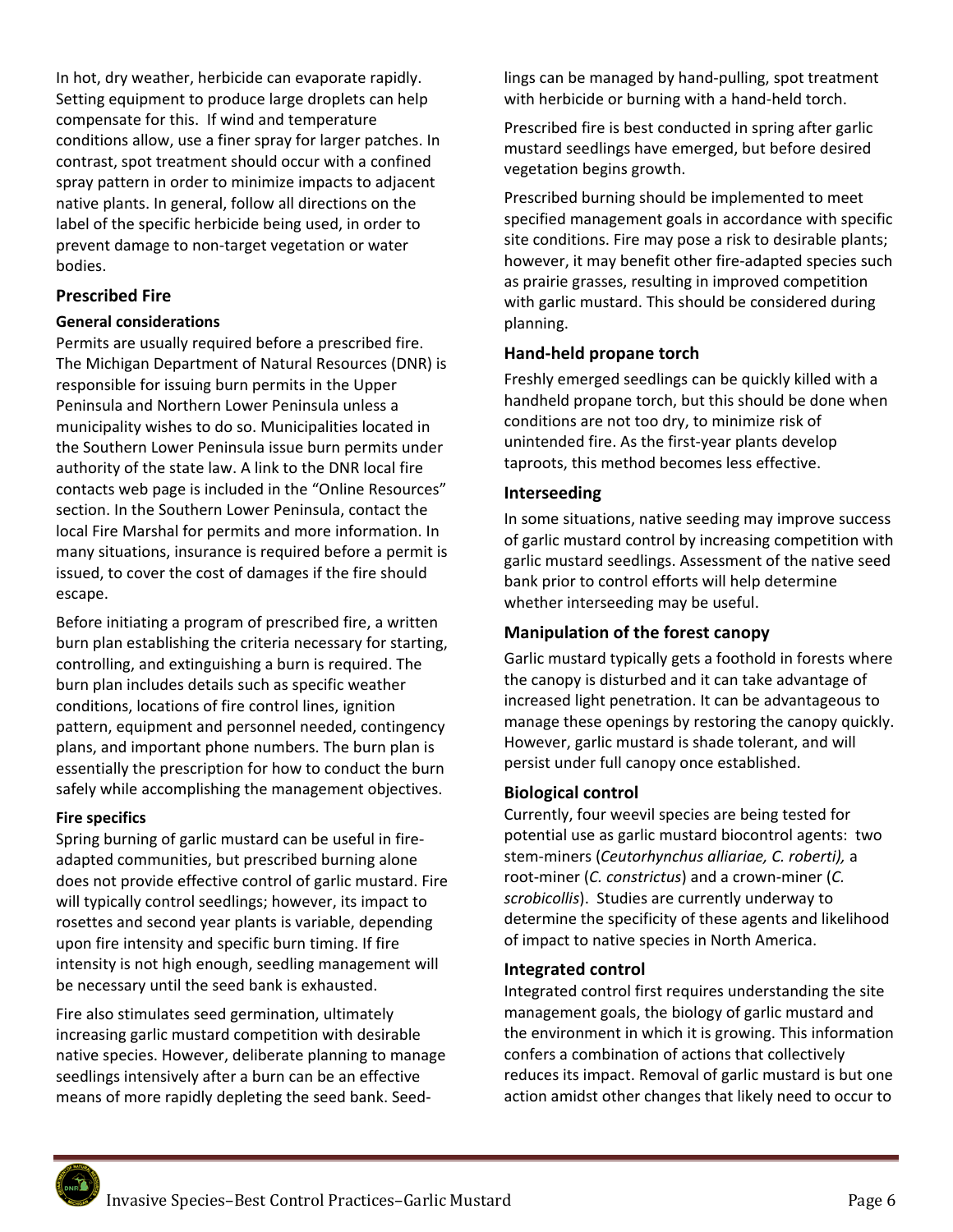In hot, dry weather, herbicide can evaporate rapidly. Setting equipment to produce large droplets can help compensate for this. If wind and temperature conditions allow, use a finer spray for larger patches. In contrast, spot treatment should occur with a confined spray pattern in order to minimize impacts to adjacent native plants. In general, follow all directions on the label of the specific herbicide being used, in order to prevent damage to non-target vegetation or water bodies.

## Prescribed Fire

### General considerations

Permits are usually required before a prescribed fire. The Michigan Department of Natural Resources (DNR) is responsible for issuing burn permits in the Upper Peninsula and Northern Lower Peninsula unless a municipality wishes to do so. Municipalities located in the Southern Lower Peninsula issue burn permits under authority of the state law. A link to the DNR local fire contacts web page is included in the "Online Resources" section. In the Southern Lower Peninsula, contact the local Fire Marshal for permits and more information. In many situations, insurance is required before a permit is issued, to cover the cost of damages if the fire should escape.

Before initiating a program of prescribed fire, a written burn plan establishing the criteria necessary for starting, controlling, and extinguishing a burn is required. The burn plan includes details such as specific weather conditions, locations of fire control lines, ignition pattern, equipment and personnel needed, contingency plans, and important phone numbers. The burn plan is essentially the prescription for how to conduct the burn safely while accomplishing the management objectives.

### Fire specifics

Spring burning of garlic mustard can be useful in fire-adapted communities, but prescribed burning alone does not provide effective control of garlic mustard. Fire will typically control seedlings; however, its impact to rosettes and second year plants is variable, depending upon fire intensity and specific burn timing. If fire intensity is not high enough, seedling management will be necessary until the seed bank is exhausted.

Fire also stimulates seed germination, ultimately increasing garlic mustard competition with desirable native species. However, deliberate planning to manage seedlings intensively after a burn can be an effective means of more rapidly depleting the seed bank. Seedlings can be managed by hand-pulling, spot treatment with herbicide or burning with a hand-held torch.

Prescribed fire is best conducted in spring after garlic mustard seedlings have emerged, but before desired vegetation begins growth.

Prescribed burning should be implemented to meet specified management goals in accordance with specific site conditions. Fire may pose a risk to desirable plants; however, it may benefit other fire-adapted species such as prairie grasses, resulting in improved competition with garlic mustard. This should be considered during planning.

## Hand-held propane torch

Freshly emerged seedlings can be quickly killed with a handheld propane torch, but this should be done when conditions are not too dry, to minimize risk of unintended fire. As the first-year plants develop taproots, this method becomes less effective.

## Interseeding

In some situations, native seeding may improve success of garlic mustard control by increasing competition with garlic mustard seedlings. Assessment of the native seed bank prior to control efforts will help determine whether interseeding may be useful.

## Manipulation of the forest canopy

Garlic mustard typically gets a foothold in forests where the canopy is disturbed and it can take advantage of increased light penetration. It can be advantageous to manage these openings by restoring the canopy quickly. However, garlic mustard is shade tolerant, and will persist under full canopy once established.

## Biological control

Currently, four weevil species are being tested for potential use as garlic mustard biocontrol agents: two stem-miners (*Ceutorhynchus alliariae, C. roberti),* a root-miner (*C. constrictus*) and a crown-miner (*C. scrobicollis*). Studies are currently underway to determine the specificity of these agents and likelihood of impact to native species in North America.

## Integrated control

Integrated control first requires understanding the site management goals, the biology of garlic mustard and the environment in which it is growing. This information confers a combination of actions that collectively reduces its impact. Removal of garlic mustard is but one action amidst other changes that likely need to occur to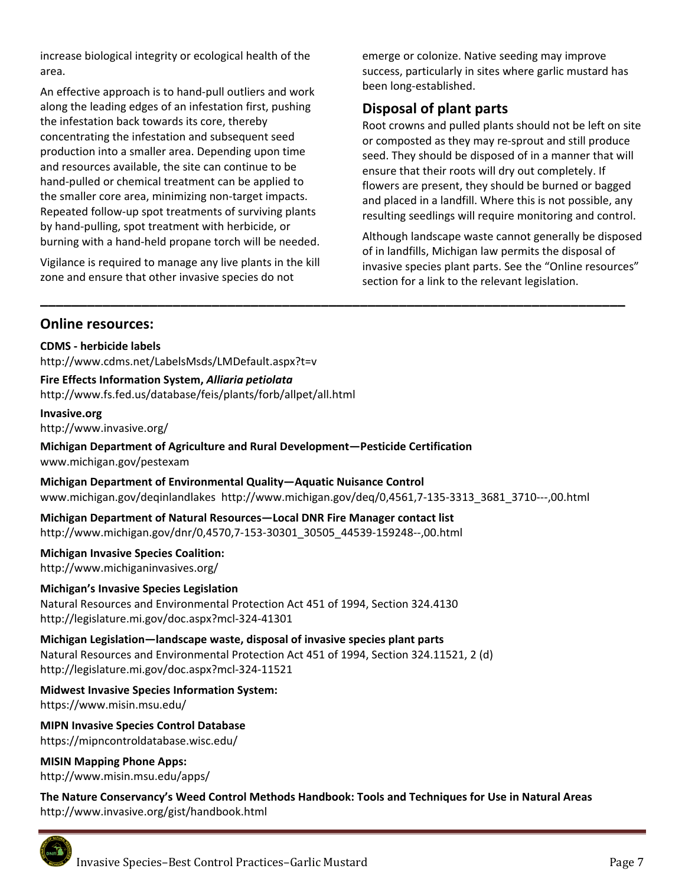increase biological integrity or ecological health of the area.

An effective approach is to hand-pull outliers and work along the leading edges of an infestation first, pushing the infestation back towards its core, thereby concentrating the infestation and subsequent seed production into a smaller area. Depending upon time and resources available, the site can continue to be hand-pulled or chemical treatment can be applied to the smaller core area, minimizing non-target impacts. Repeated follow-up spot treatments of surviving plants by hand-pulling, spot treatment with herbicide, or burning with a hand-held propane torch will be needed.

Vigilance is required to manage any live plants in the kill zone and ensure that other invasive species do not emerge or colonize. Native seeding may improve success, particularly in sites where garlic mustard has been long-established.

## Disposal of plant parts

Root crowns and pulled plants should not be left on site or composted as they may re-sprout and still produce seed. They should be disposed of in a manner that will ensure that their roots will dry out completely. If flowers are present, they should be burned or bagged and placed in a landfill. Where this is not possible, any resulting seedlings will require monitoring and control.

Although landscape waste cannot generally be disposed of in landfills, Michigan law permits the disposal of invasive species plant parts. See the "Online resources" section for a link to the relevant legislation.

---

## Online resources:

**CDMS - herbicide labels**
http://www.cdms.net/LabelsMsds/LMDefault.aspx?t=v

**Fire Effects Information System, *Alliaria petiolata***
http://www.fs.fed.us/database/feis/plants/forb/allpet/all.html

**Invasive.org**
http://www.invasive.org/

**Michigan Department of Agriculture and Rural Development—Pesticide Certification**
www.michigan.gov/pestexam

**Michigan Department of Environmental Quality—Aquatic Nuisance Control**
www.michigan.gov/deqinlandlakes http://www.michigan.gov/deq/0,4561,7-135-3313_3681_3710---,00.html

**Michigan Department of Natural Resources—Local DNR Fire Manager contact list**
http://www.michigan.gov/dnr/0,4570,7-153-30301_30505_44539-159248--,00.html

**Michigan Invasive Species Coalition:**
http://www.michiganinvasives.org/

**Michigan's Invasive Species Legislation**
Natural Resources and Environmental Protection Act 451 of 1994, Section 324.4130
http://legislature.mi.gov/doc.aspx?mcl-324-41301

**Michigan Legislation—landscape waste, disposal of invasive species plant parts**
Natural Resources and Environmental Protection Act 451 of 1994, Section 324.11521, 2 (d)
http://legislature.mi.gov/doc.aspx?mcl-324-11521

**Midwest Invasive Species Information System:**
https://www.misin.msu.edu/

**MIPN Invasive Species Control Database**
https://mipncontroldatabase.wisc.edu/

**MISIN Mapping Phone Apps:**
http://www.misin.msu.edu/apps/

**The Nature Conservancy's Weed Control Methods Handbook: Tools and Techniques for Use in Natural Areas**
http://www.invasive.org/gist/handbook.html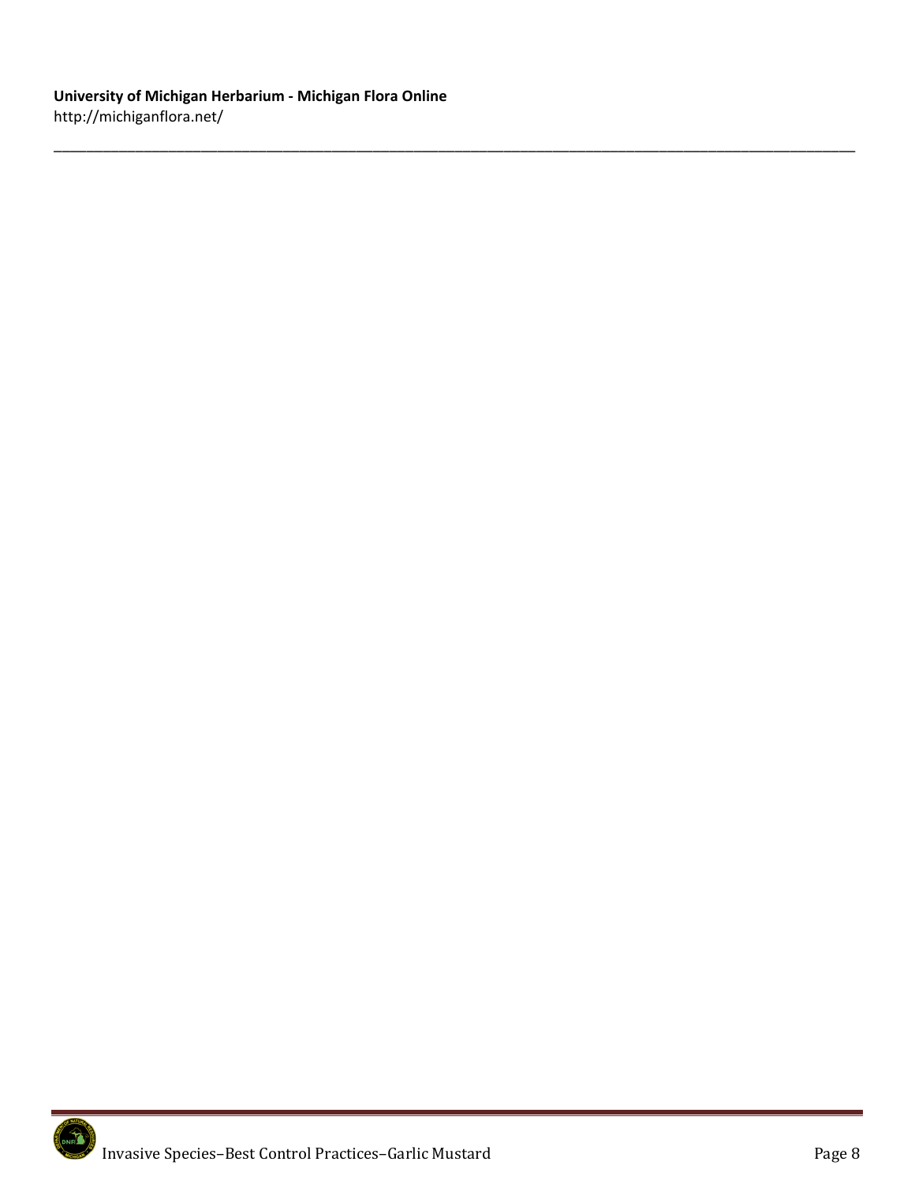**University of Michigan Herbarium - Michigan Flora Online**
http://michiganflora.net/

---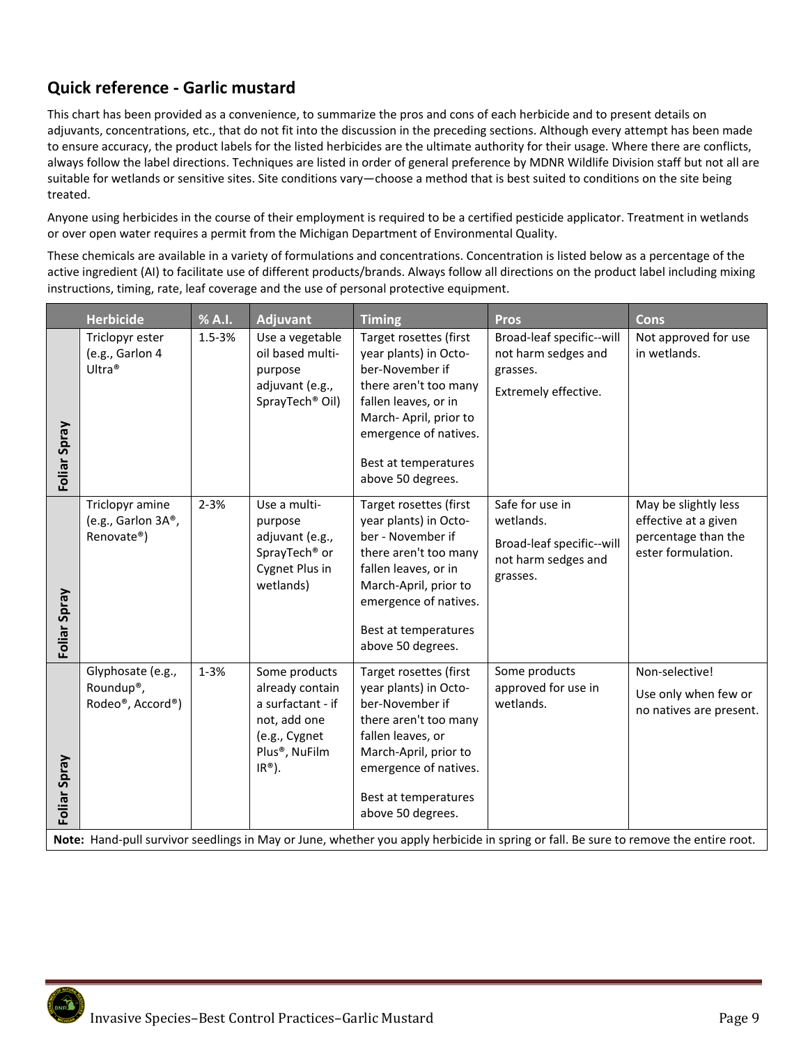## Quick reference - Garlic mustard

This chart has been provided as a convenience, to summarize the pros and cons of each herbicide and to present details on adjuvants, concentrations, etc., that do not fit into the discussion in the preceding sections. Although every attempt has been made to ensure accuracy, the product labels for the listed herbicides are the ultimate authority for their usage. Where there are conflicts, always follow the label directions. Techniques are listed in order of general preference by MDNR Wildlife Division staff but not all are suitable for wetlands or sensitive sites. Site conditions vary—choose a method that is best suited to conditions on the site being treated.

Anyone using herbicides in the course of their employment is required to be a certified pesticide applicator. Treatment in wetlands or over open water requires a permit from the Michigan Department of Environmental Quality.

These chemicals are available in a variety of formulations and concentrations. Concentration is listed below as a percentage of the active ingredient (AI) to facilitate use of different products/brands. Always follow all directions on the product label including mixing instructions, timing, rate, leaf coverage and the use of personal protective equipment.

| | Herbicide | % A.I. | Adjuvant | Timing | Pros | Cons |
|---|---|---|---|---|---|---|
| Foliar Spray | Triclopyr ester (e.g., Garlon 4 Ultra®) | 1.5-3% | Use a vegetable oil based multi-purpose adjuvant (e.g., SprayTech® Oil) | Target rosettes (first year plants) in October-November if there aren't too many fallen leaves, or in March- April, prior to emergence of natives.<br><br>Best at temperatures above 50 degrees. | Broad-leaf specific--will not harm sedges and grasses.<br><br>Extremely effective. | Not approved for use in wetlands. |
| Foliar Spray | Triclopyr amine (e.g., Garlon 3A®, Renovate®) | 2-3% | Use a multi-purpose adjuvant (e.g., SprayTech® or Cygnet Plus in wetlands) | Target rosettes (first year plants) in October - November if there aren't too many fallen leaves, or in March-April, prior to emergence of natives.<br><br>Best at temperatures above 50 degrees. | Safe for use in wetlands.<br><br>Broad-leaf specific--will not harm sedges and grasses. | May be slightly less effective at a given percentage than the ester formulation. |
| Foliar Spray | Glyphosate (e.g., Roundup®, Rodeo®, Accord®) | 1-3% | Some products already contain a surfactant - if not, add one (e.g., Cygnet Plus®, NuFilm IR®). | Target rosettes (first year plants) in October-November if there aren't too many fallen leaves, or March-April, prior to emergence of natives.<br><br>Best at temperatures above 50 degrees. | Some products approved for use in wetlands. | Non-selective!<br><br>Use only when few or no natives are present. |
| **Note:** Hand-pull survivor seedlings in May or June, whether you apply herbicide in spring or fall. Be sure to remove the entire root. | | | | | | |